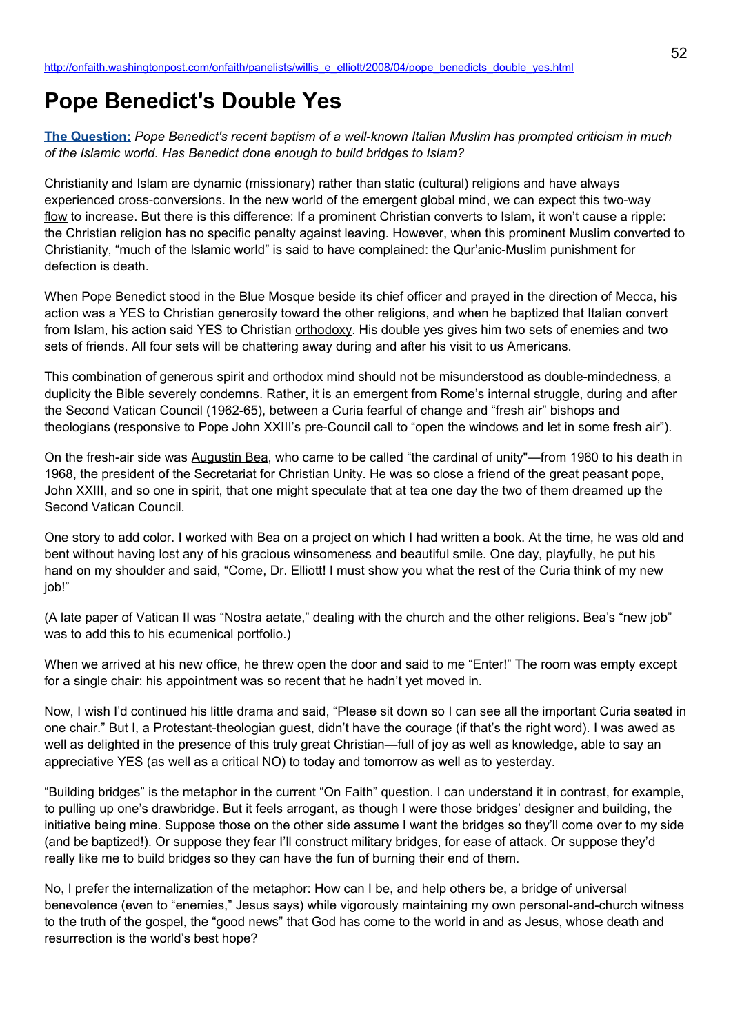http://onfaith.washingtonpost.com/onfaith/panelists/willis_e_elliott/2008/04/pope_benedicts_double_yes.html

# Pope Benedict's Double Yes

**The Question:** *Pope Benedict's recent baptism of a well-known Italian Muslim has prompted criticism in much of the Islamic world. Has Benedict done enough to build bridges to Islam?*

Christianity and Islam are dynamic (missionary) rather than static (cultural) religions and have always experienced cross-conversions. In the new world of the emergent global mind, we can expect this two-way flow to increase. But there is this difference: If a prominent Christian converts to Islam, it won't cause a ripple: the Christian religion has no specific penalty against leaving. However, when this prominent Muslim converted to Christianity, "much of the Islamic world" is said to have complained: the Qur'anic-Muslim punishment for defection is death.

When Pope Benedict stood in the Blue Mosque beside its chief officer and prayed in the direction of Mecca, his action was a YES to Christian generosity toward the other religions, and when he baptized that Italian convert from Islam, his action said YES to Christian orthodoxy. His double yes gives him two sets of enemies and two sets of friends. All four sets will be chattering away during and after his visit to us Americans.

This combination of generous spirit and orthodox mind should not be misunderstood as double-mindedness, a duplicity the Bible severely condemns. Rather, it is an emergent from Rome's internal struggle, during and after the Second Vatican Council (1962-65), between a Curia fearful of change and "fresh air" bishops and theologians (responsive to Pope John XXIII's pre-Council call to "open the windows and let in some fresh air").

On the fresh-air side was Augustin Bea, who came to be called "the cardinal of unity"—from 1960 to his death in 1968, the president of the Secretariat for Christian Unity. He was so close a friend of the great peasant pope, John XXIII, and so one in spirit, that one might speculate that at tea one day the two of them dreamed up the Second Vatican Council.

One story to add color. I worked with Bea on a project on which I had written a book. At the time, he was old and bent without having lost any of his gracious winsomeness and beautiful smile. One day, playfully, he put his hand on my shoulder and said, "Come, Dr. Elliott! I must show you what the rest of the Curia think of my new job!"

(A late paper of Vatican II was "Nostra aetate," dealing with the church and the other religions. Bea's "new job" was to add this to his ecumenical portfolio.)

When we arrived at his new office, he threw open the door and said to me "Enter!" The room was empty except for a single chair: his appointment was so recent that he hadn't yet moved in.

Now, I wish I'd continued his little drama and said, "Please sit down so I can see all the important Curia seated in one chair." But I, a Protestant-theologian guest, didn't have the courage (if that's the right word). I was awed as well as delighted in the presence of this truly great Christian—full of joy as well as knowledge, able to say an appreciative YES (as well as a critical NO) to today and tomorrow as well as to yesterday.

"Building bridges" is the metaphor in the current "On Faith" question. I can understand it in contrast, for example, to pulling up one's drawbridge. But it feels arrogant, as though I were those bridges' designer and building, the initiative being mine. Suppose those on the other side assume I want the bridges so they'll come over to my side (and be baptized!). Or suppose they fear I'll construct military bridges, for ease of attack. Or suppose they'd really like me to build bridges so they can have the fun of burning their end of them.

No, I prefer the internalization of the metaphor: How can I be, and help others be, a bridge of universal benevolence (even to "enemies," Jesus says) while vigorously maintaining my own personal-and-church witness to the truth of the gospel, the "good news" that God has come to the world in and as Jesus, whose death and resurrection is the world's best hope?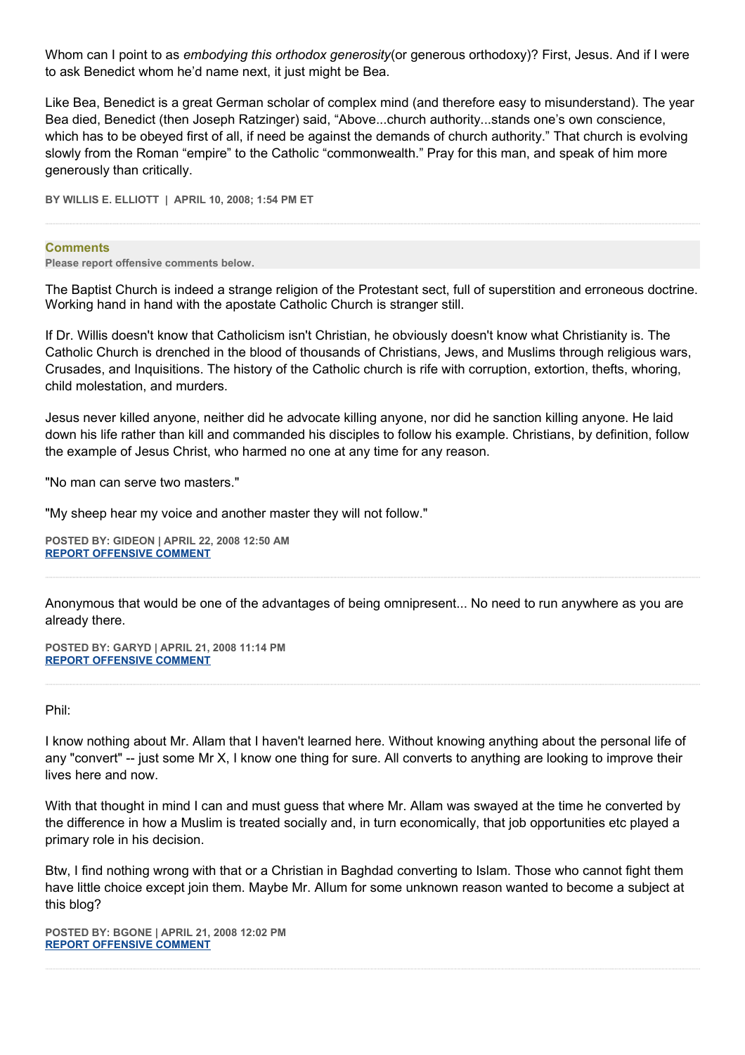Whom can I point to as *embodying this orthodox generosity*(or generous orthodoxy)? First, Jesus. And if I were to ask Benedict whom he'd name next, it just might be Bea.

Like Bea, Benedict is a great German scholar of complex mind (and therefore easy to misunderstand). The year Bea died, Benedict (then Joseph Ratzinger) said, "Above...church authority...stands one's own conscience, which has to be obeyed first of all, if need be against the demands of church authority." That church is evolving slowly from the Roman "empire" to the Catholic "commonwealth." Pray for this man, and speak of him more generously than critically.

**BY WILLIS E. ELLIOTT | APRIL 10, 2008; 1:54 PM ET**

---

**Comments**

**Please report offensive comments below.**

The Baptist Church is indeed a strange religion of the Protestant sect, full of superstition and erroneous doctrine. Working hand in hand with the apostate Catholic Church is stranger still.

If Dr. Willis doesn't know that Catholicism isn't Christian, he obviously doesn't know what Christianity is. The Catholic Church is drenched in the blood of thousands of Christians, Jews, and Muslims through religious wars, Crusades, and Inquisitions. The history of the Catholic church is rife with corruption, extortion, thefts, whoring, child molestation, and murders.

Jesus never killed anyone, neither did he advocate killing anyone, nor did he sanction killing anyone. He laid down his life rather than kill and commanded his disciples to follow his example. Christians, by definition, follow the example of Jesus Christ, who harmed no one at any time for any reason.

"No man can serve two masters."

"My sheep hear my voice and another master they will not follow."

**POSTED BY: GIDEON | APRIL 22, 2008 12:50 AM**
**REPORT OFFENSIVE COMMENT**

---

Anonymous that would be one of the advantages of being omnipresent... No need to run anywhere as you are already there.

**POSTED BY: GARYD | APRIL 21, 2008 11:14 PM**
**REPORT OFFENSIVE COMMENT**

---

Phil:

I know nothing about Mr. Allam that I haven't learned here. Without knowing anything about the personal life of any "convert" -- just some Mr X, I know one thing for sure. All converts to anything are looking to improve their lives here and now.

With that thought in mind I can and must guess that where Mr. Allam was swayed at the time he converted by the difference in how a Muslim is treated socially and, in turn economically, that job opportunities etc played a primary role in his decision.

Btw, I find nothing wrong with that or a Christian in Baghdad converting to Islam. Those who cannot fight them have little choice except join them. Maybe Mr. Allum for some unknown reason wanted to become a subject at this blog?

**POSTED BY: BGONE | APRIL 21, 2008 12:02 PM**
**REPORT OFFENSIVE COMMENT**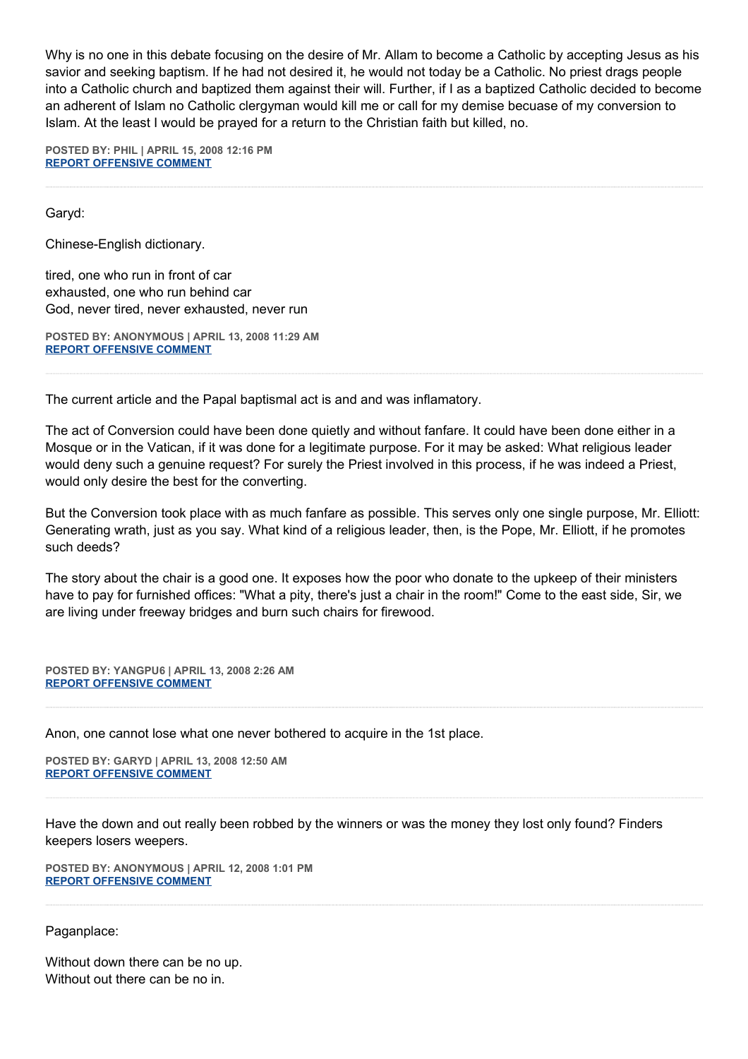Why is no one in this debate focusing on the desire of Mr. Allam to become a Catholic by accepting Jesus as his savior and seeking baptism. If he had not desired it, he would not today be a Catholic. No priest drags people into a Catholic church and baptized them against their will. Further, if I as a baptized Catholic decided to become an adherent of Islam no Catholic clergyman would kill me or call for my demise becuase of my conversion to Islam. At the least I would be prayed for a return to the Christian faith but killed, no.

**POSTED BY: PHIL | APRIL 15, 2008 12:16 PM**
**REPORT OFFENSIVE COMMENT**

---

Garyd:

Chinese-English dictionary.

tired, one who run in front of car
exhausted, one who run behind car
God, never tired, never exhausted, never run

**POSTED BY: ANONYMOUS | APRIL 13, 2008 11:29 AM**
**REPORT OFFENSIVE COMMENT**

---

The current article and the Papal baptismal act is and and was inflamatory.

The act of Conversion could have been done quietly and without fanfare. It could have been done either in a Mosque or in the Vatican, if it was done for a legitimate purpose. For it may be asked: What religious leader would deny such a genuine request? For surely the Priest involved in this process, if he was indeed a Priest, would only desire the best for the converting.

But the Conversion took place with as much fanfare as possible. This serves only one single purpose, Mr. Elliott: Generating wrath, just as you say. What kind of a religious leader, then, is the Pope, Mr. Elliott, if he promotes such deeds?

The story about the chair is a good one. It exposes how the poor who donate to the upkeep of their ministers have to pay for furnished offices: "What a pity, there's just a chair in the room!" Come to the east side, Sir, we are living under freeway bridges and burn such chairs for firewood.

**POSTED BY: YANGPU6 | APRIL 13, 2008 2:26 AM**
**REPORT OFFENSIVE COMMENT**

---

Anon, one cannot lose what one never bothered to acquire in the 1st place.

**POSTED BY: GARYD | APRIL 13, 2008 12:50 AM**
**REPORT OFFENSIVE COMMENT**

---

Have the down and out really been robbed by the winners or was the money they lost only found? Finders keepers losers weepers.

**POSTED BY: ANONYMOUS | APRIL 12, 2008 1:01 PM**
**REPORT OFFENSIVE COMMENT**

---

Paganplace:

Without down there can be no up.
Without out there can be no in.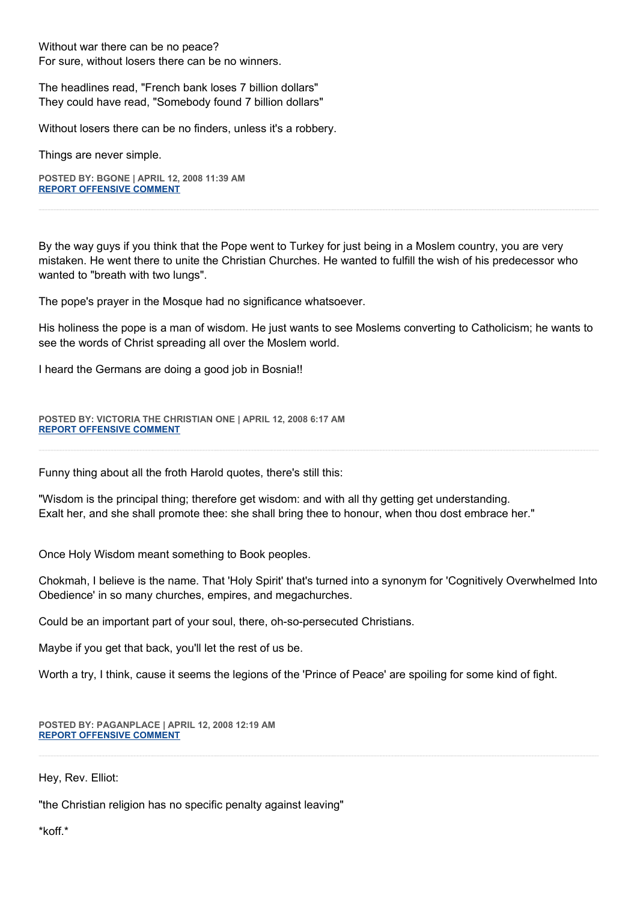Without war there can be no peace?
For sure, without losers there can be no winners.

The headlines read, "French bank loses 7 billion dollars"
They could have read, "Somebody found 7 billion dollars"

Without losers there can be no finders, unless it's a robbery.

Things are never simple.

**POSTED BY: BGONE | APRIL 12, 2008 11:39 AM**
**REPORT OFFENSIVE COMMENT**

---

By the way guys if you think that the Pope went to Turkey for just being in a Moslem country, you are very mistaken. He went there to unite the Christian Churches. He wanted to fulfill the wish of his predecessor who wanted to "breath with two lungs".

The pope's prayer in the Mosque had no significance whatsoever.

His holiness the pope is a man of wisdom. He just wants to see Moslems converting to Catholicism; he wants to see the words of Christ spreading all over the Moslem world.

I heard the Germans are doing a good job in Bosnia!!

**POSTED BY: VICTORIA THE CHRISTIAN ONE | APRIL 12, 2008 6:17 AM**
**REPORT OFFENSIVE COMMENT**

---

Funny thing about all the froth Harold quotes, there's still this:

"Wisdom is the principal thing; therefore get wisdom: and with all thy getting get understanding.
Exalt her, and she shall promote thee: she shall bring thee to honour, when thou dost embrace her."

Once Holy Wisdom meant something to Book peoples.

Chokmah, I believe is the name. That 'Holy Spirit' that's turned into a synonym for 'Cognitively Overwhelmed Into Obedience' in so many churches, empires, and megachurches.

Could be an important part of your soul, there, oh-so-persecuted Christians.

Maybe if you get that back, you'll let the rest of us be.

Worth a try, I think, cause it seems the legions of the 'Prince of Peace' are spoiling for some kind of fight.

**POSTED BY: PAGANPLACE | APRIL 12, 2008 12:19 AM**
**REPORT OFFENSIVE COMMENT**

---

Hey, Rev. Elliot:

"the Christian religion has no specific penalty against leaving"

*koff.*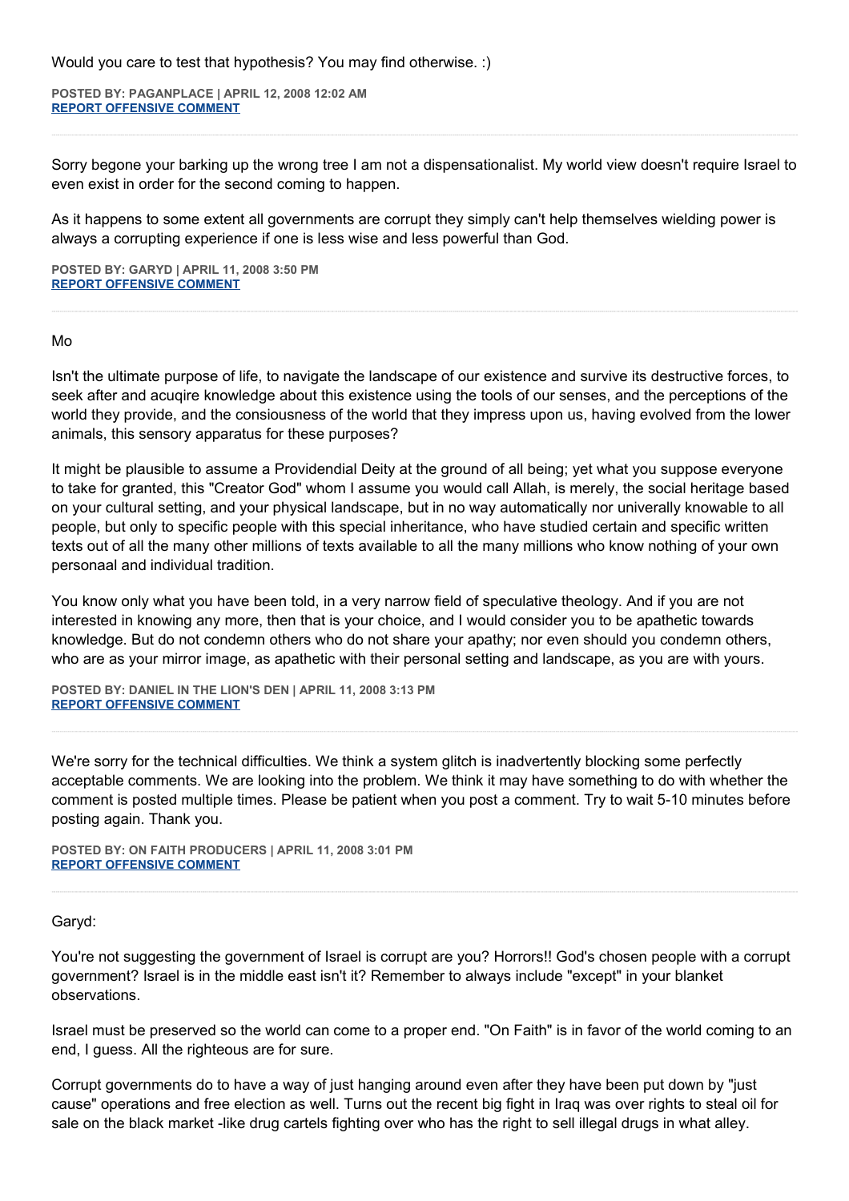Would you care to test that hypothesis? You may find otherwise. :)

**POSTED BY: PAGANPLACE | APRIL 12, 2008 12:02 AM**
**REPORT OFFENSIVE COMMENT**

---

Sorry begone your barking up the wrong tree I am not a dispensationalist. My world view doesn't require Israel to even exist in order for the second coming to happen.

As it happens to some extent all governments are corrupt they simply can't help themselves wielding power is always a corrupting experience if one is less wise and less powerful than God.

**POSTED BY: GARYD | APRIL 11, 2008 3:50 PM**
**REPORT OFFENSIVE COMMENT**

---

Mo

Isn't the ultimate purpose of life, to navigate the landscape of our existence and survive its destructive forces, to seek after and acuqire knowledge about this existence using the tools of our senses, and the perceptions of the world they provide, and the consiousness of the world that they impress upon us, having evolved from the lower animals, this sensory apparatus for these purposes?

It might be plausible to assume a Providendial Deity at the ground of all being; yet what you suppose everyone to take for granted, this "Creator God" whom I assume you would call Allah, is merely, the social heritage based on your cultural setting, and your physical landscape, but in no way automatically nor univerally knowable to all people, but only to specific people with this special inheritance, who have studied certain and specific written texts out of all the many other millions of texts available to all the many millions who know nothing of your own personaal and individual tradition.

You know only what you have been told, in a very narrow field of speculative theology. And if you are not interested in knowing any more, then that is your choice, and I would consider you to be apathetic towards knowledge. But do not condemn others who do not share your apathy; nor even should you condemn others, who are as your mirror image, as apathetic with their personal setting and landscape, as you are with yours.

**POSTED BY: DANIEL IN THE LION'S DEN | APRIL 11, 2008 3:13 PM**
**REPORT OFFENSIVE COMMENT**

---

We're sorry for the technical difficulties. We think a system glitch is inadvertently blocking some perfectly acceptable comments. We are looking into the problem. We think it may have something to do with whether the comment is posted multiple times. Please be patient when you post a comment. Try to wait 5-10 minutes before posting again. Thank you.

**POSTED BY: ON FAITH PRODUCERS | APRIL 11, 2008 3:01 PM**
**REPORT OFFENSIVE COMMENT**

---

Garyd:

You're not suggesting the government of Israel is corrupt are you? Horrors!! God's chosen people with a corrupt government? Israel is in the middle east isn't it? Remember to always include "except" in your blanket observations.

Israel must be preserved so the world can come to a proper end. "On Faith" is in favor of the world coming to an end, I guess. All the righteous are for sure.

Corrupt governments do to have a way of just hanging around even after they have been put down by "just cause" operations and free election as well. Turns out the recent big fight in Iraq was over rights to steal oil for sale on the black market -like drug cartels fighting over who has the right to sell illegal drugs in what alley.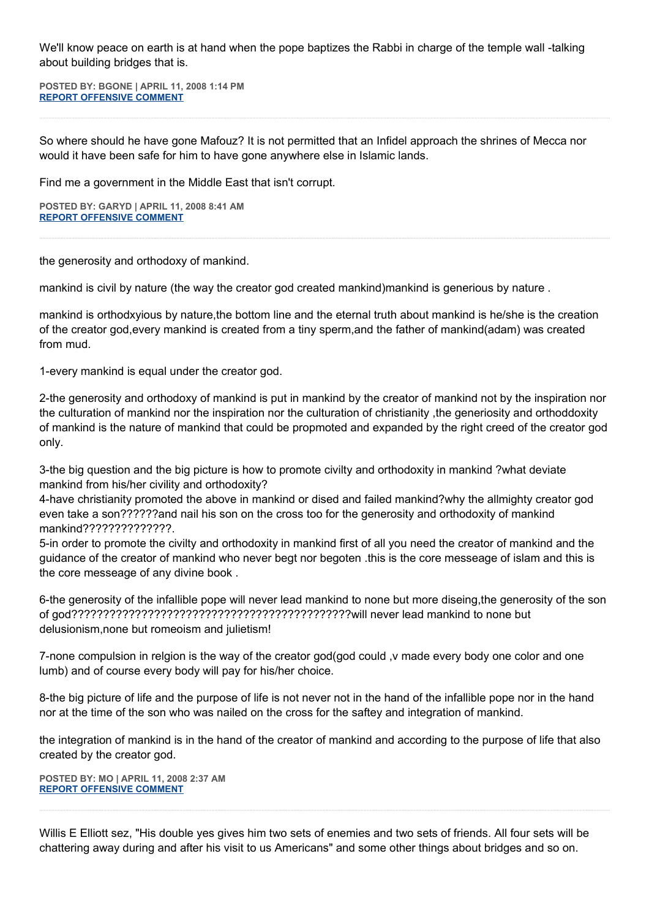We'll know peace on earth is at hand when the pope baptizes the Rabbi in charge of the temple wall -talking about building bridges that is.

**POSTED BY: BGONE | APRIL 11, 2008 1:14 PM**
**REPORT OFFENSIVE COMMENT**

---

So where should he have gone Mafouz? It is not permitted that an Infidel approach the shrines of Mecca nor would it have been safe for him to have gone anywhere else in Islamic lands.

Find me a government in the Middle East that isn't corrupt.

**POSTED BY: GARYD | APRIL 11, 2008 8:41 AM**
**REPORT OFFENSIVE COMMENT**

---

the generosity and orthodoxy of mankind.

mankind is civil by nature (the way the creator god created mankind)mankind is generious by nature .

mankind is orthodxyious by nature,the bottom line and the eternal truth about mankind is he/she is the creation of the creator god,every mankind is created from a tiny sperm,and the father of mankind(adam) was created from mud.

1-every mankind is equal under the creator god.

2-the generosity and orthodoxy of mankind is put in mankind by the creator of mankind not by the inspiration nor the culturation of mankind nor the inspiration nor the culturation of christianity ,the generiosity and orthoddoxity of mankind is the nature of mankind that could be propmoted and expanded by the right creed of the creator god only.

3-the big question and the big picture is how to promote civilty and orthodoxity in mankind ?what deviate mankind from his/her civility and orthodoxity?
4-have christianity promoted the above in mankind or dised and failed mankind?why the allmighty creator god even take a son??????and nail his son on the cross too for the generosity and orthodoxity of mankind mankind??????????????.
5-in order to promote the civilty and orthodoxity in mankind first of all you need the creator of mankind and the guidance of the creator of mankind who never begt nor begoten .this is the core messeage of islam and this is the core messeage of any divine book .

6-the generosity of the infallible pope will never lead mankind to none but more diseing,the generosity of the son of god??????????????????????????????????????????will never lead mankind to none but delusionism,none but romeoism and julietism!

7-none compulsion in relgion is the way of the creator god(god could ,v made every body one color and one lumb) and of course every body will pay for his/her choice.

8-the big picture of life and the purpose of life is not never not in the hand of the infallible pope nor in the hand nor at the time of the son who was nailed on the cross for the saftey and integration of mankind.

the integration of mankind is in the hand of the creator of mankind and according to the purpose of life that also created by the creator god.

**POSTED BY: MO | APRIL 11, 2008 2:37 AM**
**REPORT OFFENSIVE COMMENT**

---

Willis E Elliott sez, "His double yes gives him two sets of enemies and two sets of friends. All four sets will be chattering away during and after his visit to us Americans" and some other things about bridges and so on.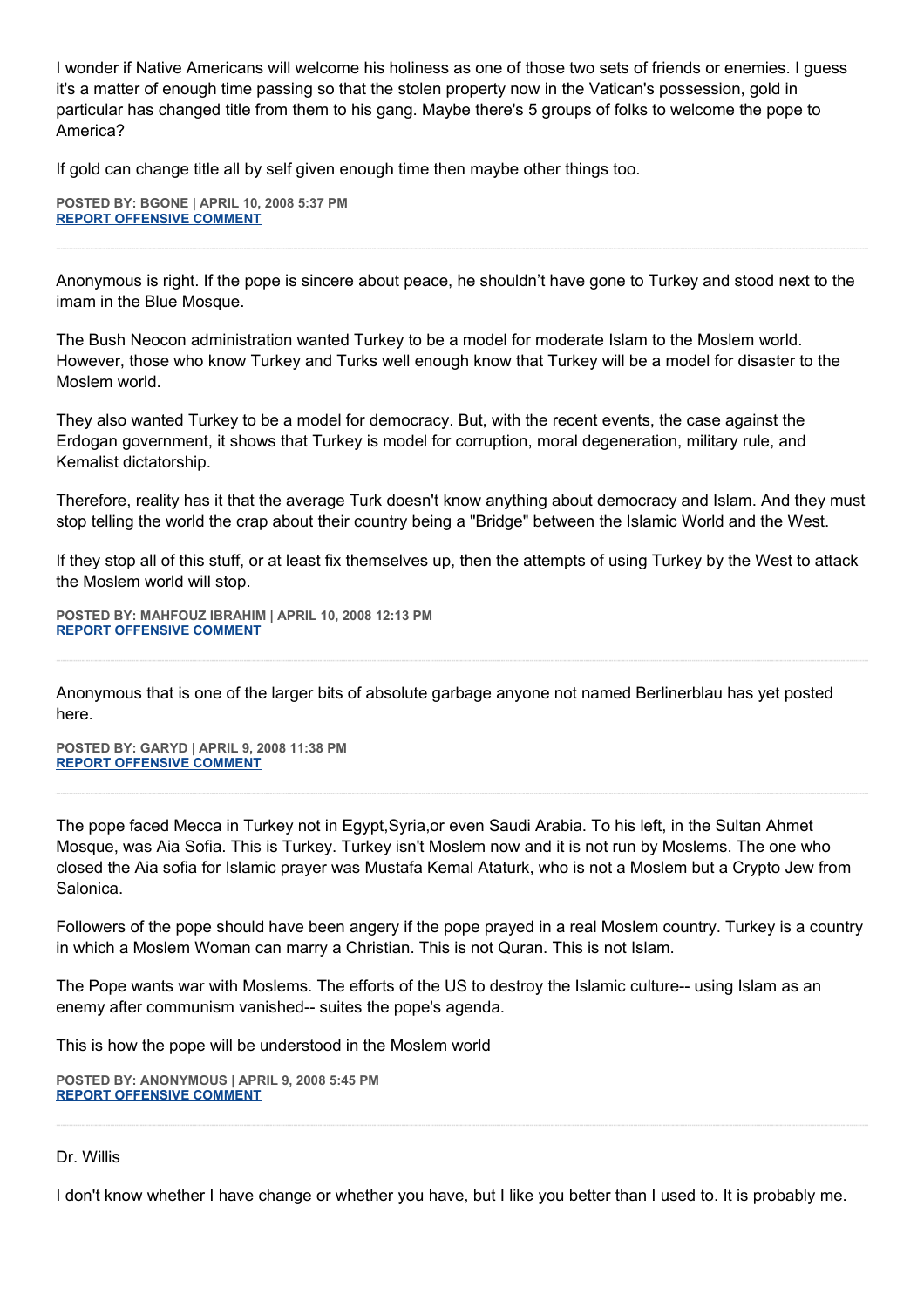I wonder if Native Americans will welcome his holiness as one of those two sets of friends or enemies. I guess it's a matter of enough time passing so that the stolen property now in the Vatican's possession, gold in particular has changed title from them to his gang. Maybe there's 5 groups of folks to welcome the pope to America?

If gold can change title all by self given enough time then maybe other things too.

**POSTED BY: BGONE | APRIL 10, 2008 5:37 PM**
**REPORT OFFENSIVE COMMENT**

---

Anonymous is right. If the pope is sincere about peace, he shouldn't have gone to Turkey and stood next to the imam in the Blue Mosque.

The Bush Neocon administration wanted Turkey to be a model for moderate Islam to the Moslem world. However, those who know Turkey and Turks well enough know that Turkey will be a model for disaster to the Moslem world.

They also wanted Turkey to be a model for democracy. But, with the recent events, the case against the Erdogan government, it shows that Turkey is model for corruption, moral degeneration, military rule, and Kemalist dictatorship.

Therefore, reality has it that the average Turk doesn't know anything about democracy and Islam. And they must stop telling the world the crap about their country being a "Bridge" between the Islamic World and the West.

If they stop all of this stuff, or at least fix themselves up, then the attempts of using Turkey by the West to attack the Moslem world will stop.

**POSTED BY: MAHFOUZ IBRAHIM | APRIL 10, 2008 12:13 PM**
**REPORT OFFENSIVE COMMENT**

---

Anonymous that is one of the larger bits of absolute garbage anyone not named Berlinerblau has yet posted here.

**POSTED BY: GARYD | APRIL 9, 2008 11:38 PM**
**REPORT OFFENSIVE COMMENT**

---

The pope faced Mecca in Turkey not in Egypt,Syria,or even Saudi Arabia. To his left, in the Sultan Ahmet Mosque, was Aia Sofia. This is Turkey. Turkey isn't Moslem now and it is not run by Moslems. The one who closed the Aia sofia for Islamic prayer was Mustafa Kemal Ataturk, who is not a Moslem but a Crypto Jew from Salonica.

Followers of the pope should have been angery if the pope prayed in a real Moslem country. Turkey is a country in which a Moslem Woman can marry a Christian. This is not Quran. This is not Islam.

The Pope wants war with Moslems. The efforts of the US to destroy the Islamic culture-- using Islam as an enemy after communism vanished-- suites the pope's agenda.

This is how the pope will be understood in the Moslem world

**POSTED BY: ANONYMOUS | APRIL 9, 2008 5:45 PM**
**REPORT OFFENSIVE COMMENT**

---

Dr. Willis

I don't know whether I have change or whether you have, but I like you better than I used to. It is probably me.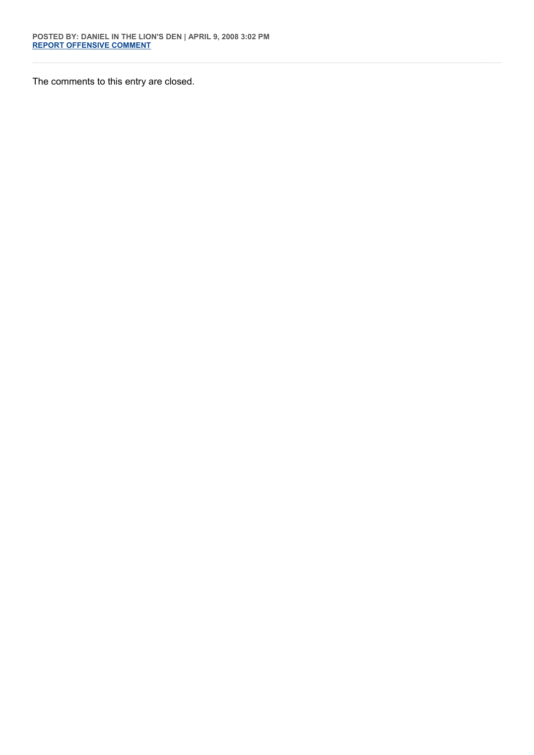**POSTED BY: DANIEL IN THE LION'S DEN | APRIL 9, 2008 3:02 PM**
**REPORT OFFENSIVE COMMENT**

---

The comments to this entry are closed.